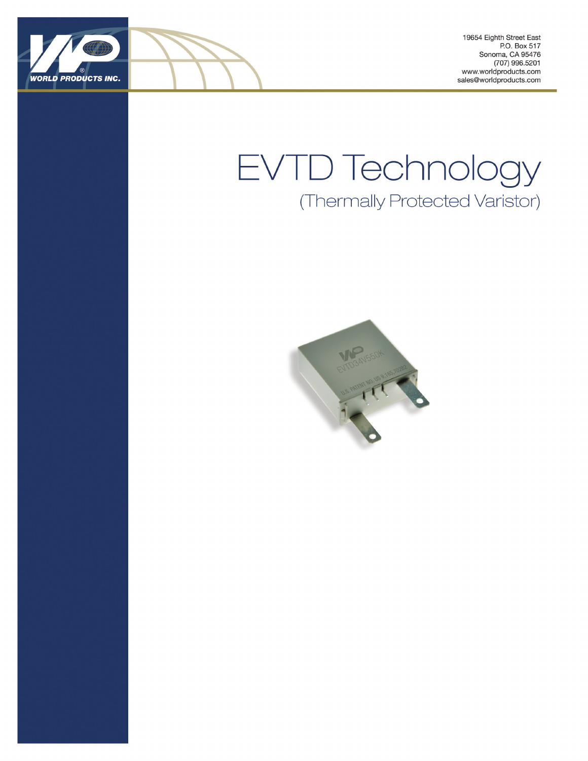WORLD PRODUCTS INC.

19654 Eighth Street East
P.O. Box 517
Sonoma, CA 95476
(707) 996.5201
www.worldproducts.com
sales@worldproducts.com

# EVTD Technology

## (Thermally Protected Varistor)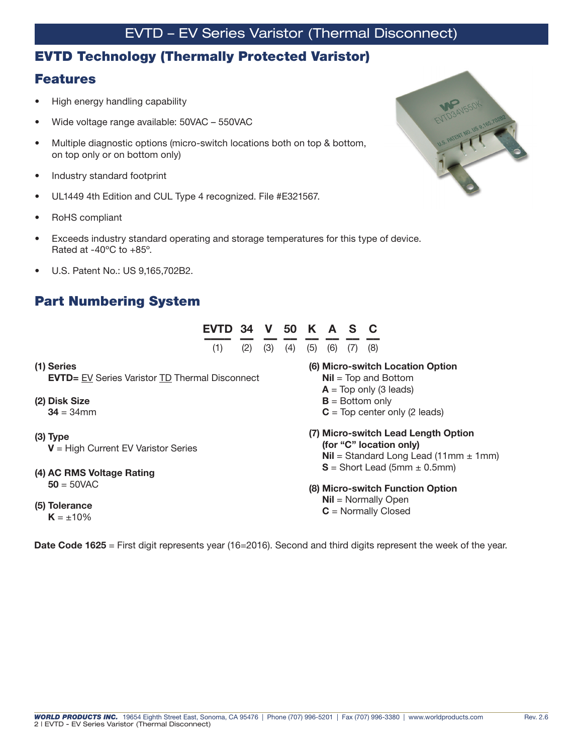# EVTD – EV Series Varistor (Thermal Disconnect)

## EVTD Technology (Thermally Protected Varistor)

## Features

- High energy handling capability
- Wide voltage range available: 50VAC – 550VAC
- Multiple diagnostic options (micro-switch locations both on top & bottom, on top only or on bottom only)
- Industry standard footprint
- UL1449 4th Edition and CUL Type 4 recognized. File #E321567.
- RoHS compliant
- Exceeds industry standard operating and storage temperatures for this type of device. Rated at -40ºC to +85º.
- U.S. Patent No.: US 9,165,702B2.

## Part Numbering System

| EVTD | 34 | V | 50 | K | A | S | C |
|---|---|---|---|---|---|---|---|
| (1) | (2) | (3) | (4) | (5) | (6) | (7) | (8) |

**(1) Series**
**EVTD=** EV Series Varistor TD Thermal Disconnect

**(2) Disk Size**
**34** = 34mm

**(3) Type**
**V** = High Current EV Varistor Series

**(4) AC RMS Voltage Rating**
**50** = 50VAC

**(5) Tolerance**
**K** = ±10%

**(6) Micro-switch Location Option**
**Nil** = Top and Bottom
**A** = Top only (3 leads)
**B** = Bottom only
**C** = Top center only (2 leads)

**(7) Micro-switch Lead Length Option (for "C" location only)**
**Nil** = Standard Long Lead (11mm ± 1mm)
**S** = Short Lead (5mm ± 0.5mm)

**(8) Micro-switch Function Option**
**Nil** = Normally Open
**C** = Normally Closed

**Date Code 1625** = First digit represents year (16=2016). Second and third digits represent the week of the year.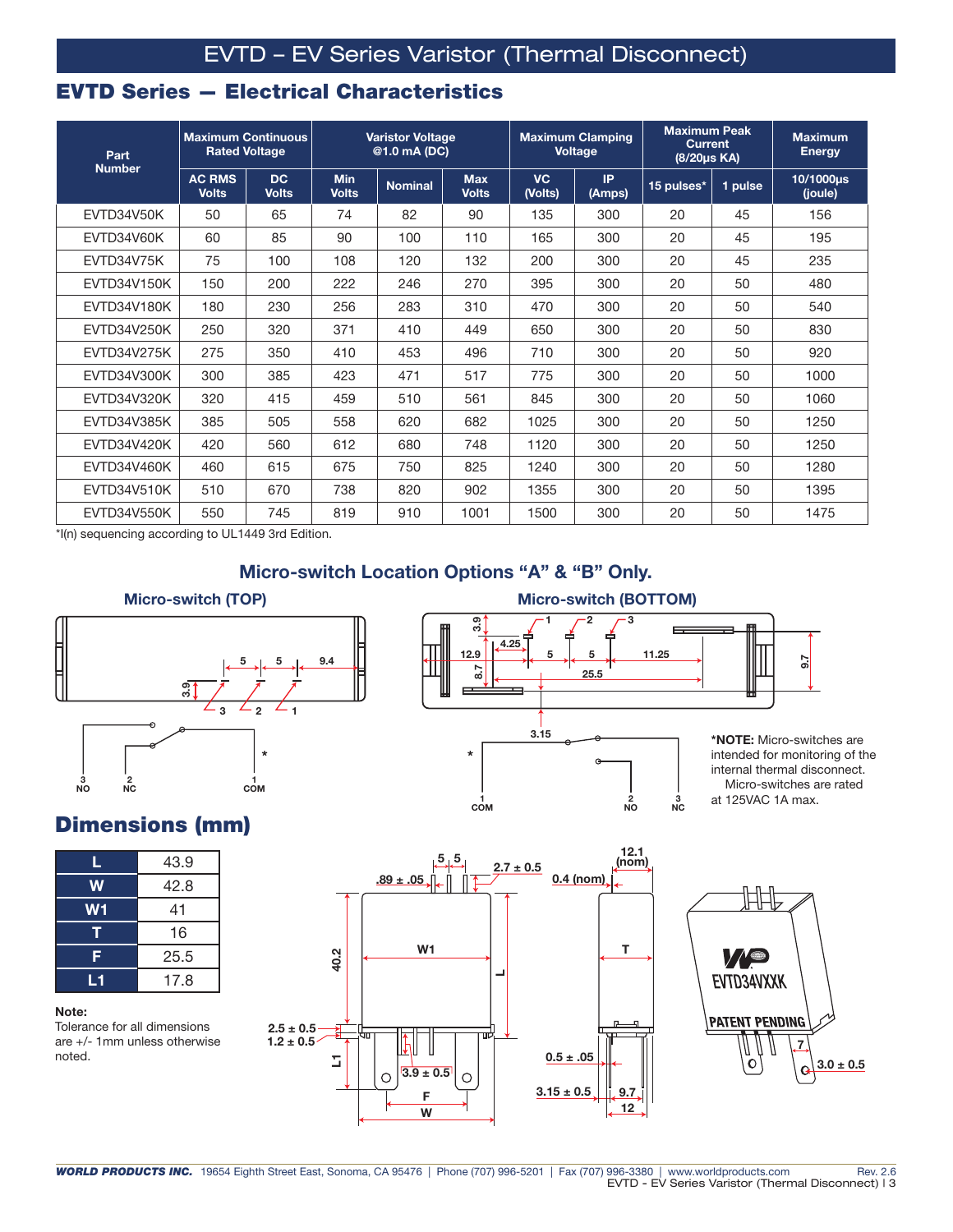# EVTD – EV Series Varistor (Thermal Disconnect)

## EVTD Series — Electrical Characteristics

| Part Number | Maximum Continuous Rated Voltage | | Varistor Voltage @1.0 mA (DC) | | | Maximum Clamping Voltage | | Maximum Peak Current (8/20µs KA) | | Maximum Energy |
|---|---|---|---|---|---|---|---|---|---|---|
| | AC RMS Volts | DC Volts | Min Volts | Nominal | Max Volts | VC (Volts) | IP (Amps) | 15 pulses* | 1 pulse | 10/1000µs (joule) |
| EVTD34V50K | 50 | 65 | 74 | 82 | 90 | 135 | 300 | 20 | 45 | 156 |
| EVTD34V60K | 60 | 85 | 90 | 100 | 110 | 165 | 300 | 20 | 45 | 195 |
| EVTD34V75K | 75 | 100 | 108 | 120 | 132 | 200 | 300 | 20 | 45 | 235 |
| EVTD34V150K | 150 | 200 | 222 | 246 | 270 | 395 | 300 | 20 | 50 | 480 |
| EVTD34V180K | 180 | 230 | 256 | 283 | 310 | 470 | 300 | 20 | 50 | 540 |
| EVTD34V250K | 250 | 320 | 371 | 410 | 449 | 650 | 300 | 20 | 50 | 830 |
| EVTD34V275K | 275 | 350 | 410 | 453 | 496 | 710 | 300 | 20 | 50 | 920 |
| EVTD34V300K | 300 | 385 | 423 | 471 | 517 | 775 | 300 | 20 | 50 | 1000 |
| EVTD34V320K | 320 | 415 | 459 | 510 | 561 | 845 | 300 | 20 | 50 | 1060 |
| EVTD34V385K | 385 | 505 | 558 | 620 | 682 | 1025 | 300 | 20 | 50 | 1250 |
| EVTD34V420K | 420 | 560 | 612 | 680 | 748 | 1120 | 300 | 20 | 50 | 1250 |
| EVTD34V460K | 460 | 615 | 675 | 750 | 825 | 1240 | 300 | 20 | 50 | 1280 |
| EVTD34V510K | 510 | 670 | 738 | 820 | 902 | 1355 | 300 | 20 | 50 | 1395 |
| EVTD34V550K | 550 | 745 | 819 | 910 | 1001 | 1500 | 300 | 20 | 50 | 1475 |

*I(n) sequencing according to UL1449 3rd Edition.

### Micro-switch Location Options "A" & "B" Only.

**Micro-switch (TOP)**

**Micro-switch (BOTTOM)**

***NOTE:** Micro-switches are intended for monitoring of the internal thermal disconnect. Micro-switches are rated at 125VAC 1A max.

## Dimensions (mm)

| | |
|---|---|
| L | 43.9 |
| W | 42.8 |
| W1 | 41 |
| T | 16 |
| F | 25.5 |
| L1 | 17.8 |

**Note:**
Tolerance for all dimensions are +/- 1mm unless otherwise noted.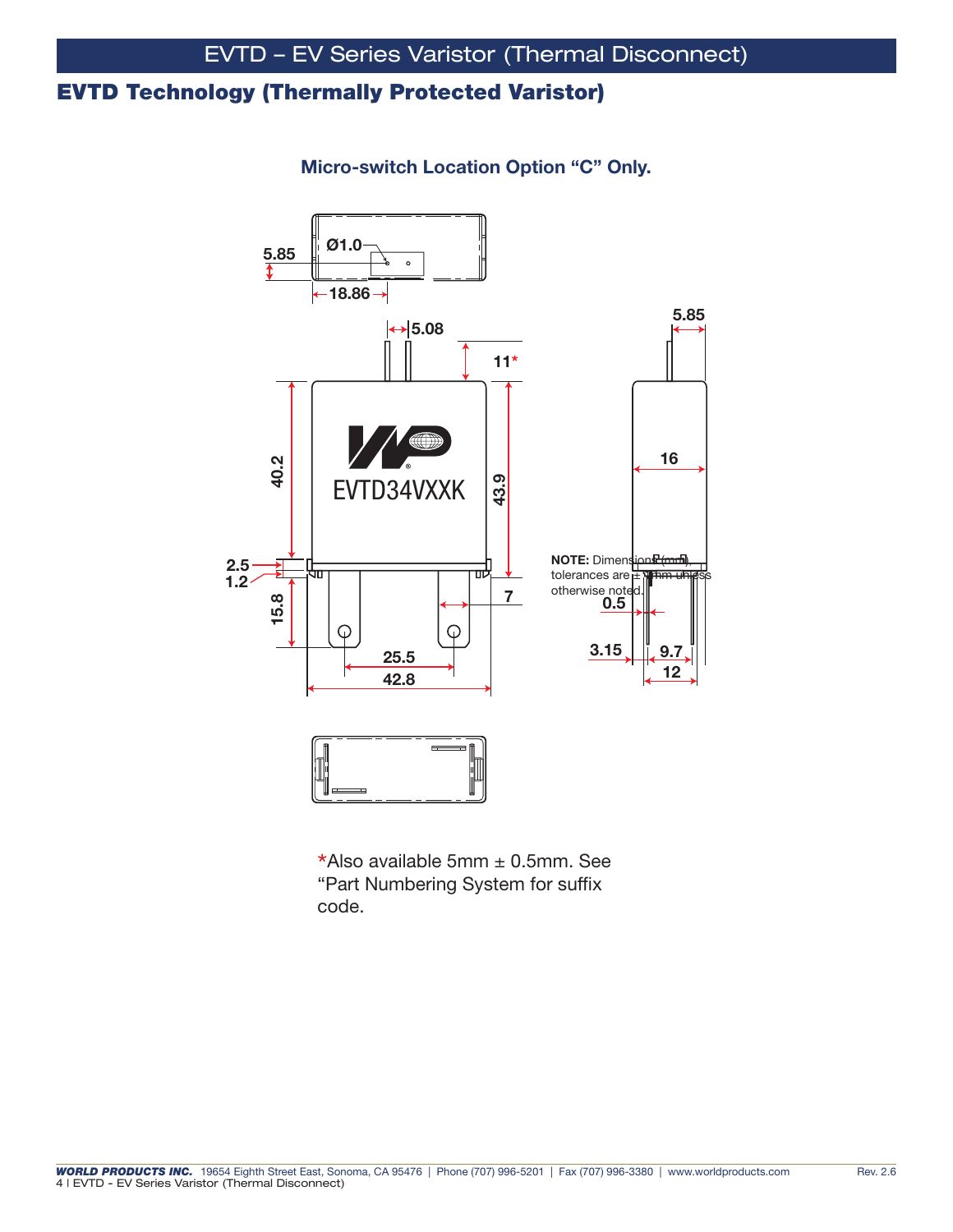## EVTD Technology (Thermally Protected Varistor)

**Micro-switch Location Option "C" Only.**

Ø1.0

5.85

18.86

5.08

11*

5.85

40.2

EVTD34VXXK

43.9

16

**NOTE:** Dimensions (mm), tolerances are ± 1mm unless otherwise noted.

2.5

1.2

15.8

7

0.5

3.15

9.7

12

25.5

42.8

*Also available 5mm ± 0.5mm. See "Part Numbering System for suffix code.